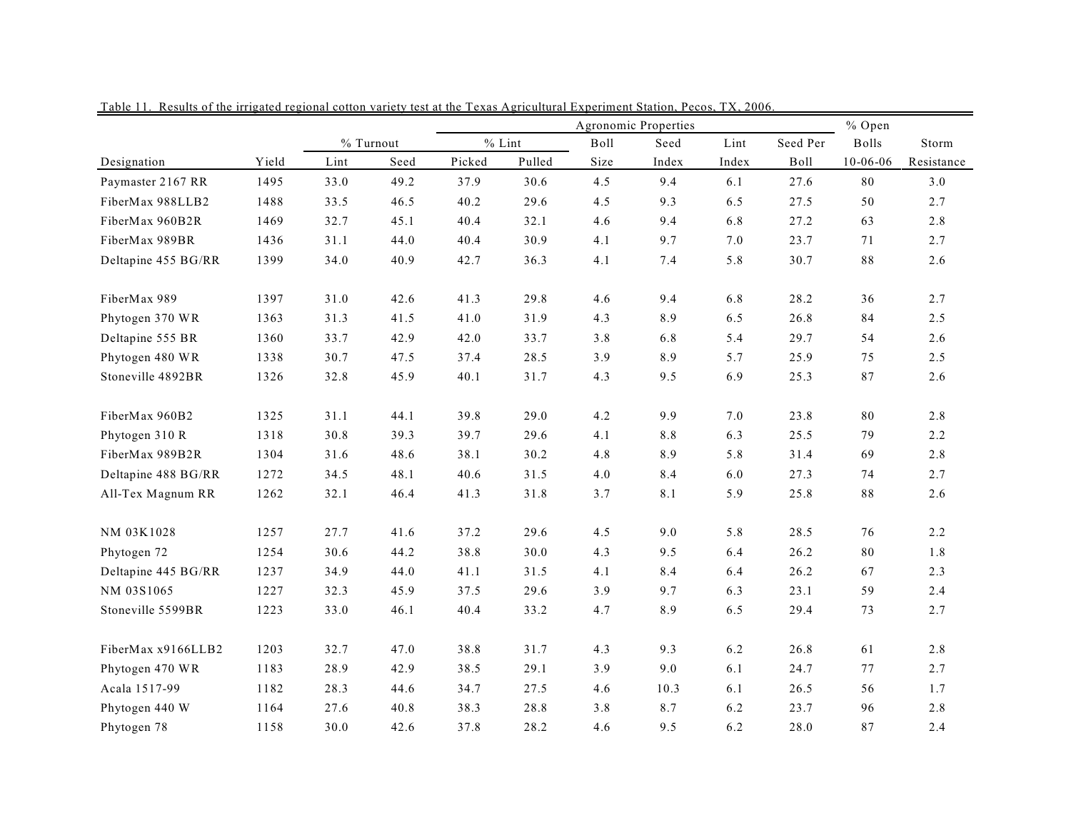Table 11. Results of the irrigated regional cotton variety test at the Texas Agricultural Experiment Station, Pecos, TX, 2006.

| | | % Turnout | | % Lint | | Agronomic Properties | | | | % Open | |
|---|---|---|---|---|---|---|---|---|---|---|---|
| | | | | | | Boll | Seed | Lint | Seed Per | Bolls | Storm |
| Designation | Yield | Lint | Seed | Picked | Pulled | Size | Index | Index | Boll | 10-06-06 | Resistance |
| Paymaster 2167 RR | 1495 | 33.0 | 49.2 | 37.9 | 30.6 | 4.5 | 9.4 | 6.1 | 27.6 | 80 | 3.0 |
| FiberMax 988LLB2 | 1488 | 33.5 | 46.5 | 40.2 | 29.6 | 4.5 | 9.3 | 6.5 | 27.5 | 50 | 2.7 |
| FiberMax 960B2R | 1469 | 32.7 | 45.1 | 40.4 | 32.1 | 4.6 | 9.4 | 6.8 | 27.2 | 63 | 2.8 |
| FiberMax 989BR | 1436 | 31.1 | 44.0 | 40.4 | 30.9 | 4.1 | 9.7 | 7.0 | 23.7 | 71 | 2.7 |
| Deltapine 455 BG/RR | 1399 | 34.0 | 40.9 | 42.7 | 36.3 | 4.1 | 7.4 | 5.8 | 30.7 | 88 | 2.6 |
| FiberMax 989 | 1397 | 31.0 | 42.6 | 41.3 | 29.8 | 4.6 | 9.4 | 6.8 | 28.2 | 36 | 2.7 |
| Phytogen 370 WR | 1363 | 31.3 | 41.5 | 41.0 | 31.9 | 4.3 | 8.9 | 6.5 | 26.8 | 84 | 2.5 |
| Deltapine 555 BR | 1360 | 33.7 | 42.9 | 42.0 | 33.7 | 3.8 | 6.8 | 5.4 | 29.7 | 54 | 2.6 |
| Phytogen 480 WR | 1338 | 30.7 | 47.5 | 37.4 | 28.5 | 3.9 | 8.9 | 5.7 | 25.9 | 75 | 2.5 |
| Stoneville 4892BR | 1326 | 32.8 | 45.9 | 40.1 | 31.7 | 4.3 | 9.5 | 6.9 | 25.3 | 87 | 2.6 |
| FiberMax 960B2 | 1325 | 31.1 | 44.1 | 39.8 | 29.0 | 4.2 | 9.9 | 7.0 | 23.8 | 80 | 2.8 |
| Phytogen 310 R | 1318 | 30.8 | 39.3 | 39.7 | 29.6 | 4.1 | 8.8 | 6.3 | 25.5 | 79 | 2.2 |
| FiberMax 989B2R | 1304 | 31.6 | 48.6 | 38.1 | 30.2 | 4.8 | 8.9 | 5.8 | 31.4 | 69 | 2.8 |
| Deltapine 488 BG/RR | 1272 | 34.5 | 48.1 | 40.6 | 31.5 | 4.0 | 8.4 | 6.0 | 27.3 | 74 | 2.7 |
| All-Tex Magnum RR | 1262 | 32.1 | 46.4 | 41.3 | 31.8 | 3.7 | 8.1 | 5.9 | 25.8 | 88 | 2.6 |
| NM 03K1028 | 1257 | 27.7 | 41.6 | 37.2 | 29.6 | 4.5 | 9.0 | 5.8 | 28.5 | 76 | 2.2 |
| Phytogen 72 | 1254 | 30.6 | 44.2 | 38.8 | 30.0 | 4.3 | 9.5 | 6.4 | 26.2 | 80 | 1.8 |
| Deltapine 445 BG/RR | 1237 | 34.9 | 44.0 | 41.1 | 31.5 | 4.1 | 8.4 | 6.4 | 26.2 | 67 | 2.3 |
| NM 03S1065 | 1227 | 32.3 | 45.9 | 37.5 | 29.6 | 3.9 | 9.7 | 6.3 | 23.1 | 59 | 2.4 |
| Stoneville 5599BR | 1223 | 33.0 | 46.1 | 40.4 | 33.2 | 4.7 | 8.9 | 6.5 | 29.4 | 73 | 2.7 |
| FiberMax x9166LLB2 | 1203 | 32.7 | 47.0 | 38.8 | 31.7 | 4.3 | 9.3 | 6.2 | 26.8 | 61 | 2.8 |
| Phytogen 470 WR | 1183 | 28.9 | 42.9 | 38.5 | 29.1 | 3.9 | 9.0 | 6.1 | 24.7 | 77 | 2.7 |
| Acala 1517-99 | 1182 | 28.3 | 44.6 | 34.7 | 27.5 | 4.6 | 10.3 | 6.1 | 26.5 | 56 | 1.7 |
| Phytogen 440 W | 1164 | 27.6 | 40.8 | 38.3 | 28.8 | 3.8 | 8.7 | 6.2 | 23.7 | 96 | 2.8 |
| Phytogen 78 | 1158 | 30.0 | 42.6 | 37.8 | 28.2 | 4.6 | 9.5 | 6.2 | 28.0 | 87 | 2.4 |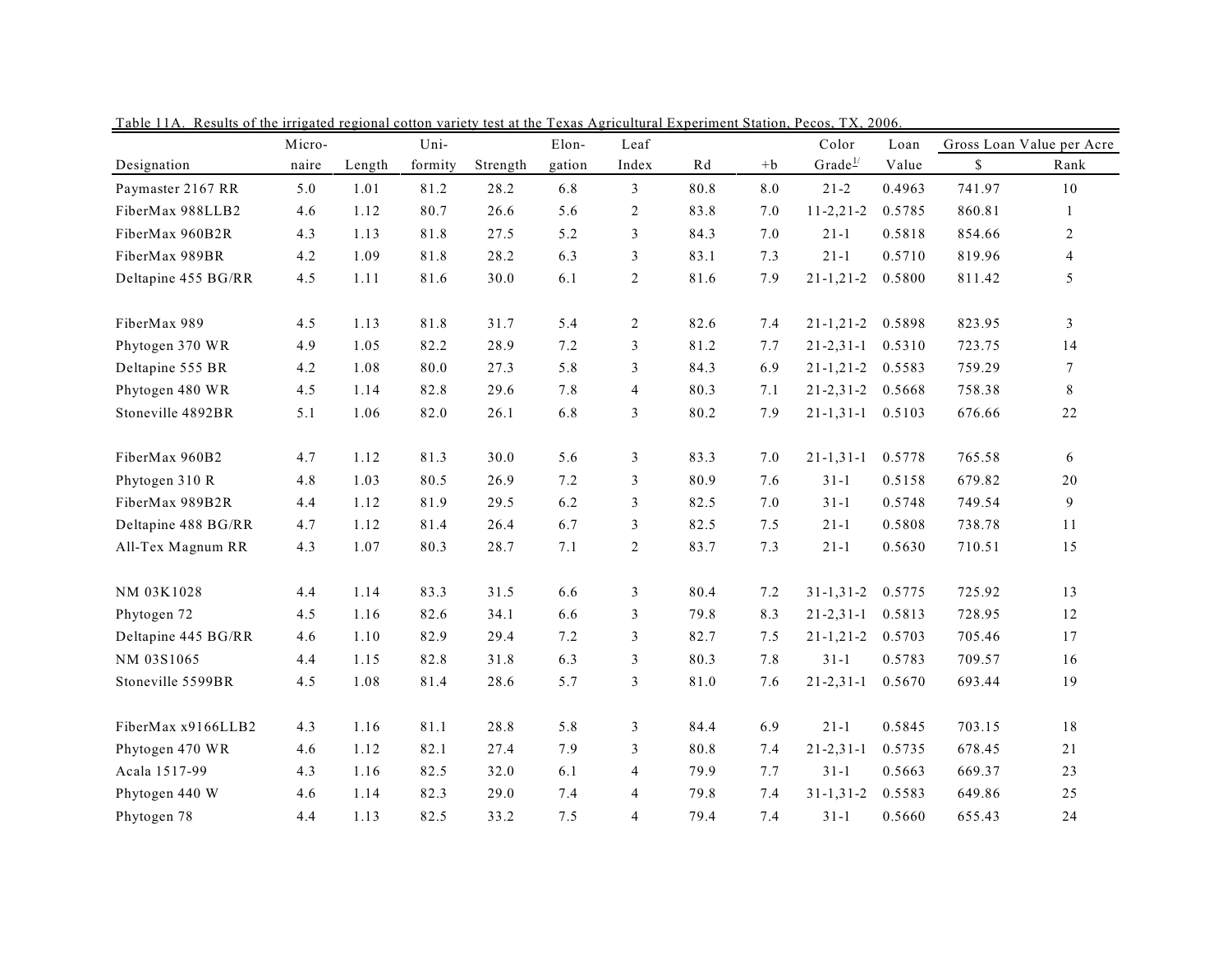Table 11A. Results of the irrigated regional cotton variety test at the Texas Agricultural Experiment Station, Pecos, TX, 2006.

| Designation | Micro-naire | Length | Uni-formity | Strength | Elon-gation | Leaf Index | Rd | +b | Color Grade[1/] | Loan Value | Gross Loan Value per Acre | |
|---|---|---|---|---|---|---|---|---|---|---|---|---|
| | | | | | | | | | | | $ | Rank |
| Paymaster 2167 RR | 5.0 | 1.01 | 81.2 | 28.2 | 6.8 | 3 | 80.8 | 8.0 | 21-2 | 0.4963 | 741.97 | 10 |
| FiberMax 988LLB2 | 4.6 | 1.12 | 80.7 | 26.6 | 5.6 | 2 | 83.8 | 7.0 | 11-2,21-2 | 0.5785 | 860.81 | 1 |
| FiberMax 960B2R | 4.3 | 1.13 | 81.8 | 27.5 | 5.2 | 3 | 84.3 | 7.0 | 21-1 | 0.5818 | 854.66 | 2 |
| FiberMax 989BR | 4.2 | 1.09 | 81.8 | 28.2 | 6.3 | 3 | 83.1 | 7.3 | 21-1 | 0.5710 | 819.96 | 4 |
| Deltapine 455 BG/RR | 4.5 | 1.11 | 81.6 | 30.0 | 6.1 | 2 | 81.6 | 7.9 | 21-1,21-2 | 0.5800 | 811.42 | 5 |
| FiberMax 989 | 4.5 | 1.13 | 81.8 | 31.7 | 5.4 | 2 | 82.6 | 7.4 | 21-1,21-2 | 0.5898 | 823.95 | 3 |
| Phytogen 370 WR | 4.9 | 1.05 | 82.2 | 28.9 | 7.2 | 3 | 81.2 | 7.7 | 21-2,31-1 | 0.5310 | 723.75 | 14 |
| Deltapine 555 BR | 4.2 | 1.08 | 80.0 | 27.3 | 5.8 | 3 | 84.3 | 6.9 | 21-1,21-2 | 0.5583 | 759.29 | 7 |
| Phytogen 480 WR | 4.5 | 1.14 | 82.8 | 29.6 | 7.8 | 4 | 80.3 | 7.1 | 21-2,31-2 | 0.5668 | 758.38 | 8 |
| Stoneville 4892BR | 5.1 | 1.06 | 82.0 | 26.1 | 6.8 | 3 | 80.2 | 7.9 | 21-1,31-1 | 0.5103 | 676.66 | 22 |
| FiberMax 960B2 | 4.7 | 1.12 | 81.3 | 30.0 | 5.6 | 3 | 83.3 | 7.0 | 21-1,31-1 | 0.5778 | 765.58 | 6 |
| Phytogen 310 R | 4.8 | 1.03 | 80.5 | 26.9 | 7.2 | 3 | 80.9 | 7.6 | 31-1 | 0.5158 | 679.82 | 20 |
| FiberMax 989B2R | 4.4 | 1.12 | 81.9 | 29.5 | 6.2 | 3 | 82.5 | 7.0 | 31-1 | 0.5748 | 749.54 | 9 |
| Deltapine 488 BG/RR | 4.7 | 1.12 | 81.4 | 26.4 | 6.7 | 3 | 82.5 | 7.5 | 21-1 | 0.5808 | 738.78 | 11 |
| All-Tex Magnum RR | 4.3 | 1.07 | 80.3 | 28.7 | 7.1 | 2 | 83.7 | 7.3 | 21-1 | 0.5630 | 710.51 | 15 |
| NM 03K1028 | 4.4 | 1.14 | 83.3 | 31.5 | 6.6 | 3 | 80.4 | 7.2 | 31-1,31-2 | 0.5775 | 725.92 | 13 |
| Phytogen 72 | 4.5 | 1.16 | 82.6 | 34.1 | 6.6 | 3 | 79.8 | 8.3 | 21-2,31-1 | 0.5813 | 728.95 | 12 |
| Deltapine 445 BG/RR | 4.6 | 1.10 | 82.9 | 29.4 | 7.2 | 3 | 82.7 | 7.5 | 21-1,21-2 | 0.5703 | 705.46 | 17 |
| NM 03S1065 | 4.4 | 1.15 | 82.8 | 31.8 | 6.3 | 3 | 80.3 | 7.8 | 31-1 | 0.5783 | 709.57 | 16 |
| Stoneville 5599BR | 4.5 | 1.08 | 81.4 | 28.6 | 5.7 | 3 | 81.0 | 7.6 | 21-2,31-1 | 0.5670 | 693.44 | 19 |
| FiberMax x9166LLB2 | 4.3 | 1.16 | 81.1 | 28.8 | 5.8 | 3 | 84.4 | 6.9 | 21-1 | 0.5845 | 703.15 | 18 |
| Phytogen 470 WR | 4.6 | 1.12 | 82.1 | 27.4 | 7.9 | 3 | 80.8 | 7.4 | 21-2,31-1 | 0.5735 | 678.45 | 21 |
| Acala 1517-99 | 4.3 | 1.16 | 82.5 | 32.0 | 6.1 | 4 | 79.9 | 7.7 | 31-1 | 0.5663 | 669.37 | 23 |
| Phytogen 440 W | 4.6 | 1.14 | 82.3 | 29.0 | 7.4 | 4 | 79.8 | 7.4 | 31-1,31-2 | 0.5583 | 649.86 | 25 |
| Phytogen 78 | 4.4 | 1.13 | 82.5 | 33.2 | 7.5 | 4 | 79.4 | 7.4 | 31-1 | 0.5660 | 655.43 | 24 |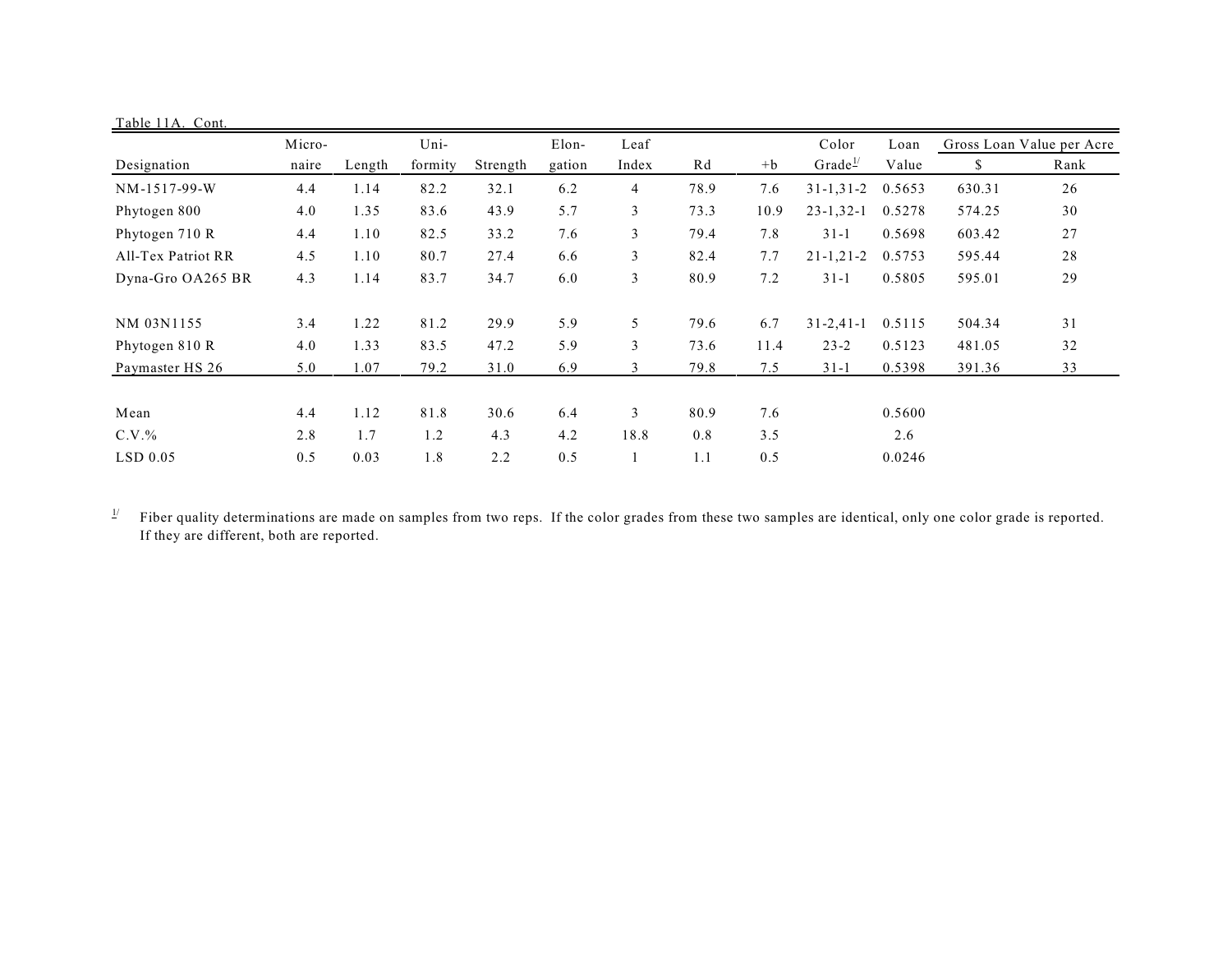Table 11A. Cont.

| Designation | Micro-naire | Length | Uni-formity | Strength | Elon-gation | Leaf Index | Rd | +b | Color Grade[1/] | Loan Value | Gross Loan Value per Acre | |
|---|---|---|---|---|---|---|---|---|---|---|---|---|
| | | | | | | | | | | | $ | Rank |
| NM-1517-99-W | 4.4 | 1.14 | 82.2 | 32.1 | 6.2 | 4 | 78.9 | 7.6 | 31-1,31-2 | 0.5653 | 630.31 | 26 |
| Phytogen 800 | 4.0 | 1.35 | 83.6 | 43.9 | 5.7 | 3 | 73.3 | 10.9 | 23-1,32-1 | 0.5278 | 574.25 | 30 |
| Phytogen 710 R | 4.4 | 1.10 | 82.5 | 33.2 | 7.6 | 3 | 79.4 | 7.8 | 31-1 | 0.5698 | 603.42 | 27 |
| All-Tex Patriot RR | 4.5 | 1.10 | 80.7 | 27.4 | 6.6 | 3 | 82.4 | 7.7 | 21-1,21-2 | 0.5753 | 595.44 | 28 |
| Dyna-Gro OA265 BR | 4.3 | 1.14 | 83.7 | 34.7 | 6.0 | 3 | 80.9 | 7.2 | 31-1 | 0.5805 | 595.01 | 29 |
| NM 03N1155 | 3.4 | 1.22 | 81.2 | 29.9 | 5.9 | 5 | 79.6 | 6.7 | 31-2,41-1 | 0.5115 | 504.34 | 31 |
| Phytogen 810 R | 4.0 | 1.33 | 83.5 | 47.2 | 5.9 | 3 | 73.6 | 11.4 | 23-2 | 0.5123 | 481.05 | 32 |
| Paymaster HS 26 | 5.0 | 1.07 | 79.2 | 31.0 | 6.9 | 3 | 79.8 | 7.5 | 31-1 | 0.5398 | 391.36 | 33 |
| Mean | 4.4 | 1.12 | 81.8 | 30.6 | 6.4 | 3 | 80.9 | 7.6 | | 0.5600 | | |
| C.V.% | 2.8 | 1.7 | 1.2 | 4.3 | 4.2 | 18.8 | 0.8 | 3.5 | | 2.6 | | |
| LSD 0.05 | 0.5 | 0.03 | 1.8 | 2.2 | 0.5 | 1 | 1.1 | 0.5 | | 0.0246 | | |

[1/] Fiber quality determinations are made on samples from two reps. If the color grades from these two samples are identical, only one color grade is reported. If they are different, both are reported.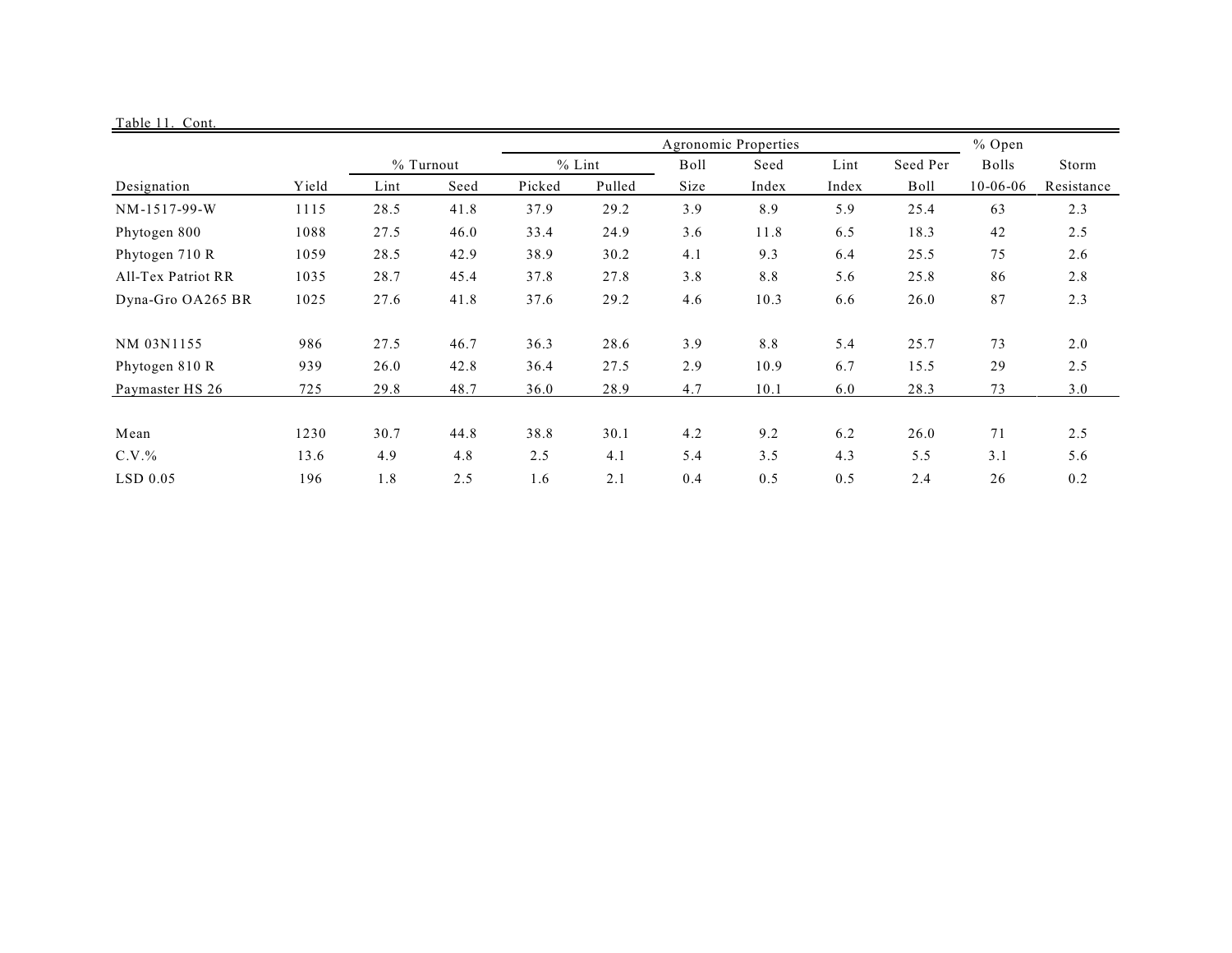Table 11. Cont.

| Designation | Yield | % Turnout | | % Lint | | Agronomic Properties | | | | % Open Bolls | Storm Resistance |
|---|---|---|---|---|---|---|---|---|---|---|---|
| | | Lint | Seed | Picked | Pulled | Boll Size | Seed Index | Lint Index | Seed Per Boll | 10-06-06 | |
| NM-1517-99-W | 1115 | 28.5 | 41.8 | 37.9 | 29.2 | 3.9 | 8.9 | 5.9 | 25.4 | 63 | 2.3 |
| Phytogen 800 | 1088 | 27.5 | 46.0 | 33.4 | 24.9 | 3.6 | 11.8 | 6.5 | 18.3 | 42 | 2.5 |
| Phytogen 710 R | 1059 | 28.5 | 42.9 | 38.9 | 30.2 | 4.1 | 9.3 | 6.4 | 25.5 | 75 | 2.6 |
| All-Tex Patriot RR | 1035 | 28.7 | 45.4 | 37.8 | 27.8 | 3.8 | 8.8 | 5.6 | 25.8 | 86 | 2.8 |
| Dyna-Gro OA265 BR | 1025 | 27.6 | 41.8 | 37.6 | 29.2 | 4.6 | 10.3 | 6.6 | 26.0 | 87 | 2.3 |
| NM 03N1155 | 986 | 27.5 | 46.7 | 36.3 | 28.6 | 3.9 | 8.8 | 5.4 | 25.7 | 73 | 2.0 |
| Phytogen 810 R | 939 | 26.0 | 42.8 | 36.4 | 27.5 | 2.9 | 10.9 | 6.7 | 15.5 | 29 | 2.5 |
| Paymaster HS 26 | 725 | 29.8 | 48.7 | 36.0 | 28.9 | 4.7 | 10.1 | 6.0 | 28.3 | 73 | 3.0 |
| Mean | 1230 | 30.7 | 44.8 | 38.8 | 30.1 | 4.2 | 9.2 | 6.2 | 26.0 | 71 | 2.5 |
| C.V.% | 13.6 | 4.9 | 4.8 | 2.5 | 4.1 | 5.4 | 3.5 | 4.3 | 5.5 | 3.1 | 5.6 |
| LSD 0.05 | 196 | 1.8 | 2.5 | 1.6 | 2.1 | 0.4 | 0.5 | 0.5 | 2.4 | 26 | 0.2 |